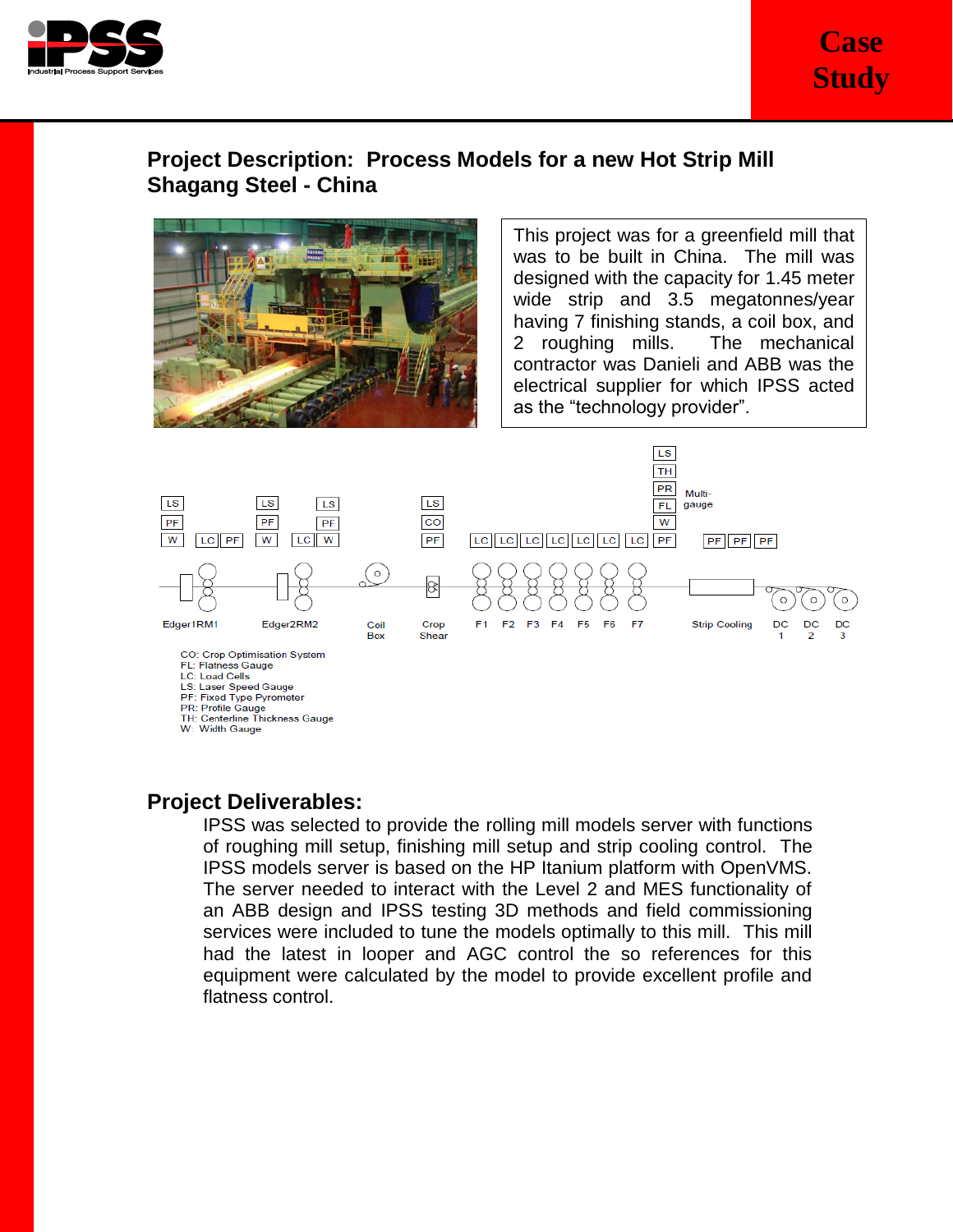Case Study

## Project Description: Process Models for a new Hot Strip Mill Shagang Steel - China

This project was for a greenfield mill that was to be built in China. The mill was designed with the capacity for 1.45 meter wide strip and 3.5 megatonnes/year having 7 finishing stands, a coil box, and 2 roughing mills. The mechanical contractor was Danieli and ABB was the electrical supplier for which IPSS acted as the "technology provider".

Edger1RM1 — Edger2RM2 — Coil Box — Crop Shear — F1 F2 F3 F4 F5 F6 F7 — Strip Cooling — DC 1, DC 2, DC 3

Multi-gauge

CO: Crop Optimisation System
FL: Flatness Gauge
LC: Load Cells
LS: Laser Speed Gauge
PF: Fixed Type Pyrometer
PR: Profile Gauge
TH: Centerline Thickness Gauge
W: Width Gauge

## Project Deliverables:

IPSS was selected to provide the rolling mill models server with functions of roughing mill setup, finishing mill setup and strip cooling control. The IPSS models server is based on the HP Itanium platform with OpenVMS. The server needed to interact with the Level 2 and MES functionality of an ABB design and IPSS testing 3D methods and field commissioning services were included to tune the models optimally to this mill. This mill had the latest in looper and AGC control the so references for this equipment were calculated by the model to provide excellent profile and flatness control.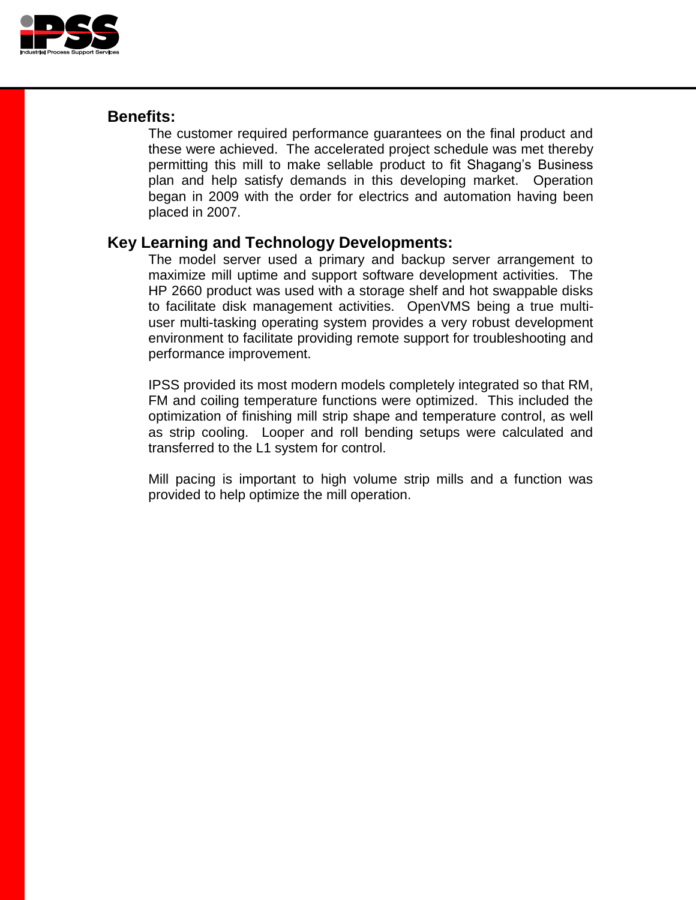## Benefits:

The customer required performance guarantees on the final product and these were achieved. The accelerated project schedule was met thereby permitting this mill to make sellable product to fit Shagang's Business plan and help satisfy demands in this developing market. Operation began in 2009 with the order for electrics and automation having been placed in 2007.

## Key Learning and Technology Developments:

The model server used a primary and backup server arrangement to maximize mill uptime and support software development activities. The HP 2660 product was used with a storage shelf and hot swappable disks to facilitate disk management activities. OpenVMS being a true multi-user multi-tasking operating system provides a very robust development environment to facilitate providing remote support for troubleshooting and performance improvement.

IPSS provided its most modern models completely integrated so that RM, FM and coiling temperature functions were optimized. This included the optimization of finishing mill strip shape and temperature control, as well as strip cooling. Looper and roll bending setups were calculated and transferred to the L1 system for control.

Mill pacing is important to high volume strip mills and a function was provided to help optimize the mill operation.